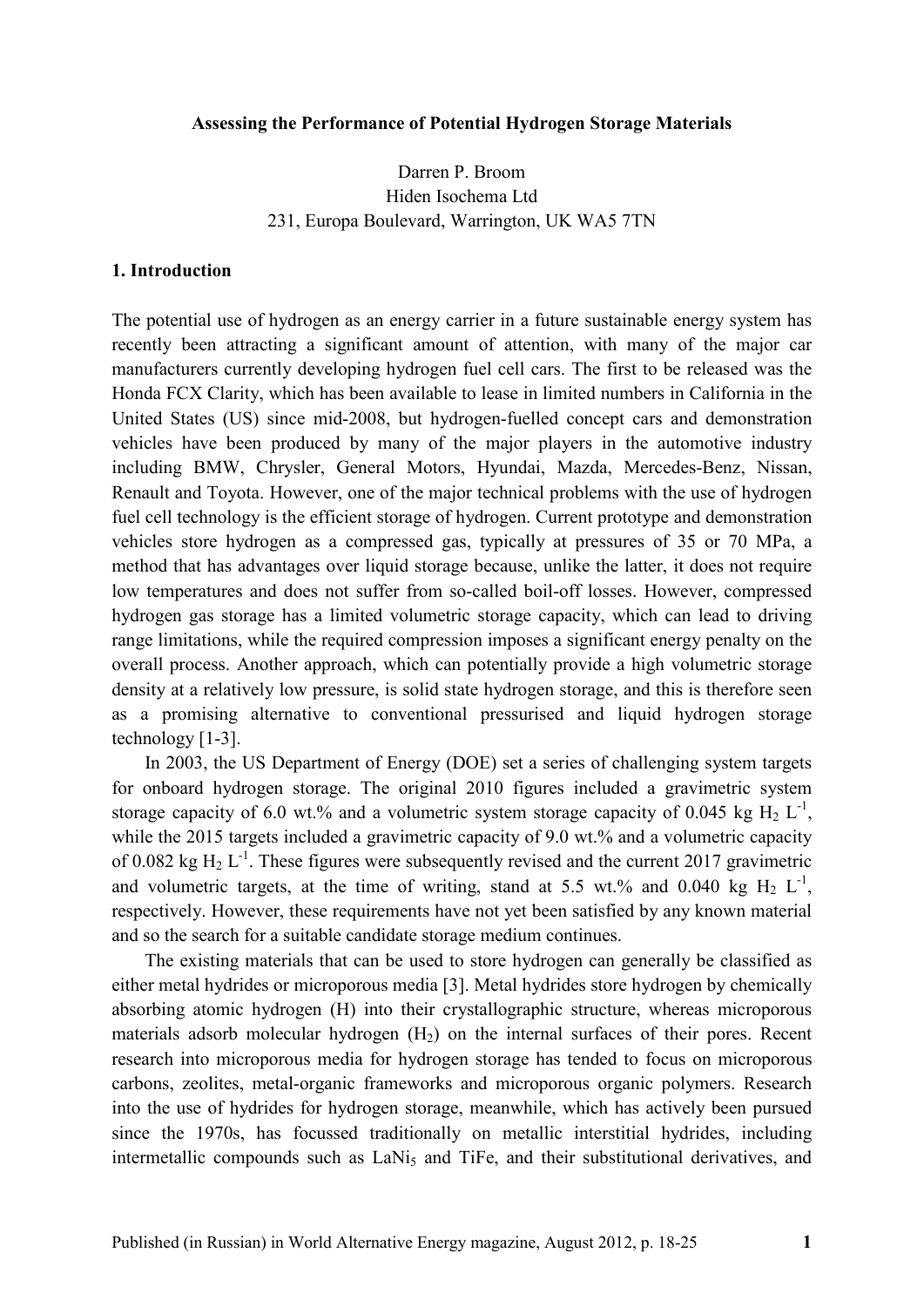# Assessing the Performance of Potential Hydrogen Storage Materials

Darren P. Broom
Hiden Isochema Ltd
231, Europa Boulevard, Warrington, UK WA5 7TN

## 1. Introduction

The potential use of hydrogen as an energy carrier in a future sustainable energy system has recently been attracting a significant amount of attention, with many of the major car manufacturers currently developing hydrogen fuel cell cars. The first to be released was the Honda FCX Clarity, which has been available to lease in limited numbers in California in the United States (US) since mid-2008, but hydrogen-fuelled concept cars and demonstration vehicles have been produced by many of the major players in the automotive industry including BMW, Chrysler, General Motors, Hyundai, Mazda, Mercedes-Benz, Nissan, Renault and Toyota. However, one of the major technical problems with the use of hydrogen fuel cell technology is the efficient storage of hydrogen. Current prototype and demonstration vehicles store hydrogen as a compressed gas, typically at pressures of 35 or 70 MPa, a method that has advantages over liquid storage because, unlike the latter, it does not require low temperatures and does not suffer from so-called boil-off losses. However, compressed hydrogen gas storage has a limited volumetric storage capacity, which can lead to driving range limitations, while the required compression imposes a significant energy penalty on the overall process. Another approach, which can potentially provide a high volumetric storage density at a relatively low pressure, is solid state hydrogen storage, and this is therefore seen as a promising alternative to conventional pressurised and liquid hydrogen storage technology [1-3].

In 2003, the US Department of Energy (DOE) set a series of challenging system targets for onboard hydrogen storage. The original 2010 figures included a gravimetric system storage capacity of 6.0 wt.% and a volumetric system storage capacity of 0.045 kg $H_2$ $L^{-1}$, while the 2015 targets included a gravimetric capacity of 9.0 wt.% and a volumetric capacity of 0.082 kg $H_2$ $L^{-1}$. These figures were subsequently revised and the current 2017 gravimetric and volumetric targets, at the time of writing, stand at 5.5 wt.% and 0.040 kg $H_2$ $L^{-1}$, respectively. However, these requirements have not yet been satisfied by any known material and so the search for a suitable candidate storage medium continues.

The existing materials that can be used to store hydrogen can generally be classified as either metal hydrides or microporous media [3]. Metal hydrides store hydrogen by chemically absorbing atomic hydrogen (H) into their crystallographic structure, whereas microporous materials adsorb molecular hydrogen ($H_2$) on the internal surfaces of their pores. Recent research into microporous media for hydrogen storage has tended to focus on microporous carbons, zeolites, metal-organic frameworks and microporous organic polymers. Research into the use of hydrides for hydrogen storage, meanwhile, which has actively been pursued since the 1970s, has focussed traditionally on metallic interstitial hydrides, including intermetallic compounds such as $LaNi_5$ and TiFe, and their substitutional derivatives, and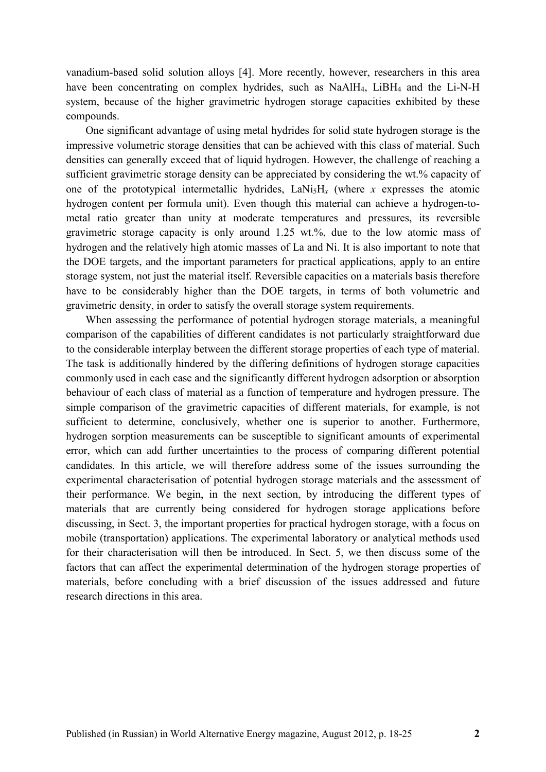vanadium-based solid solution alloys [4]. More recently, however, researchers in this area have been concentrating on complex hydrides, such as $NaAlH_4$, $LiBH_4$ and the Li-N-H system, because of the higher gravimetric hydrogen storage capacities exhibited by these compounds.

One significant advantage of using metal hydrides for solid state hydrogen storage is the impressive volumetric storage densities that can be achieved with this class of material. Such densities can generally exceed that of liquid hydrogen. However, the challenge of reaching a sufficient gravimetric storage density can be appreciated by considering the wt.% capacity of one of the prototypical intermetallic hydrides, $LaNi_5H_x$ (where $x$ expresses the atomic hydrogen content per formula unit). Even though this material can achieve a hydrogen-to-metal ratio greater than unity at moderate temperatures and pressures, its reversible gravimetric storage capacity is only around 1.25 wt.%, due to the low atomic mass of hydrogen and the relatively high atomic masses of La and Ni. It is also important to note that the DOE targets, and the important parameters for practical applications, apply to an entire storage system, not just the material itself. Reversible capacities on a materials basis therefore have to be considerably higher than the DOE targets, in terms of both volumetric and gravimetric density, in order to satisfy the overall storage system requirements.

When assessing the performance of potential hydrogen storage materials, a meaningful comparison of the capabilities of different candidates is not particularly straightforward due to the considerable interplay between the different storage properties of each type of material. The task is additionally hindered by the differing definitions of hydrogen storage capacities commonly used in each case and the significantly different hydrogen adsorption or absorption behaviour of each class of material as a function of temperature and hydrogen pressure. The simple comparison of the gravimetric capacities of different materials, for example, is not sufficient to determine, conclusively, whether one is superior to another. Furthermore, hydrogen sorption measurements can be susceptible to significant amounts of experimental error, which can add further uncertainties to the process of comparing different potential candidates. In this article, we will therefore address some of the issues surrounding the experimental characterisation of potential hydrogen storage materials and the assessment of their performance. We begin, in the next section, by introducing the different types of materials that are currently being considered for hydrogen storage applications before discussing, in Sect. 3, the important properties for practical hydrogen storage, with a focus on mobile (transportation) applications. The experimental laboratory or analytical methods used for their characterisation will then be introduced. In Sect. 5, we then discuss some of the factors that can affect the experimental determination of the hydrogen storage properties of materials, before concluding with a brief discussion of the issues addressed and future research directions in this area.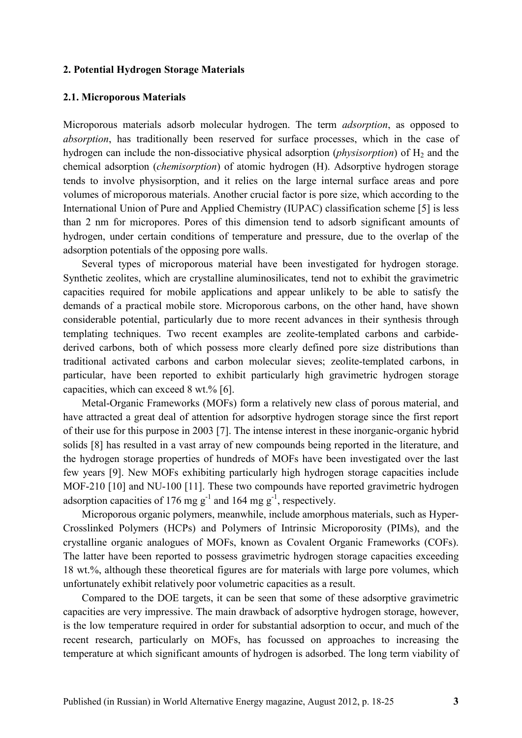## 2. Potential Hydrogen Storage Materials

### 2.1. Microporous Materials

Microporous materials adsorb molecular hydrogen. The term *adsorption*, as opposed to *absorption*, has traditionally been reserved for surface processes, which in the case of hydrogen can include the non-dissociative physical adsorption (*physisorption*) of $H_2$ and the chemical adsorption (*chemisorption*) of atomic hydrogen (H). Adsorptive hydrogen storage tends to involve physisorption, and it relies on the large internal surface areas and pore volumes of microporous materials. Another crucial factor is pore size, which according to the International Union of Pure and Applied Chemistry (IUPAC) classification scheme [5] is less than 2 nm for micropores. Pores of this dimension tend to adsorb significant amounts of hydrogen, under certain conditions of temperature and pressure, due to the overlap of the adsorption potentials of the opposing pore walls.

Several types of microporous material have been investigated for hydrogen storage. Synthetic zeolites, which are crystalline aluminosilicates, tend not to exhibit the gravimetric capacities required for mobile applications and appear unlikely to be able to satisfy the demands of a practical mobile store. Microporous carbons, on the other hand, have shown considerable potential, particularly due to more recent advances in their synthesis through templating techniques. Two recent examples are zeolite-templated carbons and carbide-derived carbons, both of which possess more clearly defined pore size distributions than traditional activated carbons and carbon molecular sieves; zeolite-templated carbons, in particular, have been reported to exhibit particularly high gravimetric hydrogen storage capacities, which can exceed 8 wt.% [6].

Metal-Organic Frameworks (MOFs) form a relatively new class of porous material, and have attracted a great deal of attention for adsorptive hydrogen storage since the first report of their use for this purpose in 2003 [7]. The intense interest in these inorganic-organic hybrid solids [8] has resulted in a vast array of new compounds being reported in the literature, and the hydrogen storage properties of hundreds of MOFs have been investigated over the last few years [9]. New MOFs exhibiting particularly high hydrogen storage capacities include MOF-210 [10] and NU-100 [11]. These two compounds have reported gravimetric hydrogen adsorption capacities of 176 mg $g^{-1}$ and 164 mg $g^{-1}$, respectively.

Microporous organic polymers, meanwhile, include amorphous materials, such as Hyper-Crosslinked Polymers (HCPs) and Polymers of Intrinsic Microporosity (PIMs), and the crystalline organic analogues of MOFs, known as Covalent Organic Frameworks (COFs). The latter have been reported to possess gravimetric hydrogen storage capacities exceeding 18 wt.%, although these theoretical figures are for materials with large pore volumes, which unfortunately exhibit relatively poor volumetric capacities as a result.

Compared to the DOE targets, it can be seen that some of these adsorptive gravimetric capacities are very impressive. The main drawback of adsorptive hydrogen storage, however, is the low temperature required in order for substantial adsorption to occur, and much of the recent research, particularly on MOFs, has focussed on approaches to increasing the temperature at which significant amounts of hydrogen is adsorbed. The long term viability of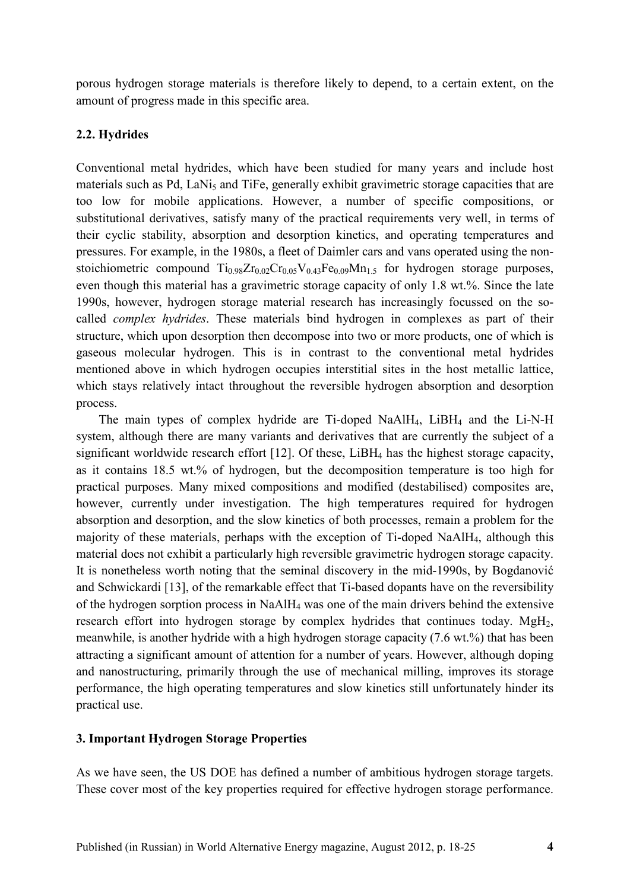porous hydrogen storage materials is therefore likely to depend, to a certain extent, on the amount of progress made in this specific area.

### 2.2. Hydrides

Conventional metal hydrides, which have been studied for many years and include host materials such as Pd, $LaNi_5$ and TiFe, generally exhibit gravimetric storage capacities that are too low for mobile applications. However, a number of specific compositions, or substitutional derivatives, satisfy many of the practical requirements very well, in terms of their cyclic stability, absorption and desorption kinetics, and operating temperatures and pressures. For example, in the 1980s, a fleet of Daimler cars and vans operated using the non-stoichiometric compound $Ti_{0.98}Zr_{0.02}Cr_{0.05}V_{0.43}Fe_{0.09}Mn_{1.5}$ for hydrogen storage purposes, even though this material has a gravimetric storage capacity of only 1.8 wt.%. Since the late 1990s, however, hydrogen storage material research has increasingly focussed on the so-called *complex hydrides*. These materials bind hydrogen in complexes as part of their structure, which upon desorption then decompose into two or more products, one of which is gaseous molecular hydrogen. This is in contrast to the conventional metal hydrides mentioned above in which hydrogen occupies interstitial sites in the host metallic lattice, which stays relatively intact throughout the reversible hydrogen absorption and desorption process.

The main types of complex hydride are Ti-doped $NaAlH_4$, $LiBH_4$ and the Li-N-H system, although there are many variants and derivatives that are currently the subject of a significant worldwide research effort [12]. Of these, $LiBH_4$ has the highest storage capacity, as it contains 18.5 wt.% of hydrogen, but the decomposition temperature is too high for practical purposes. Many mixed compositions and modified (destabilised) composites are, however, currently under investigation. The high temperatures required for hydrogen absorption and desorption, and the slow kinetics of both processes, remain a problem for the majority of these materials, perhaps with the exception of Ti-doped $NaAlH_4$, although this material does not exhibit a particularly high reversible gravimetric hydrogen storage capacity. It is nonetheless worth noting that the seminal discovery in the mid-1990s, by Bogdanović and Schwickardi [13], of the remarkable effect that Ti-based dopants have on the reversibility of the hydrogen sorption process in $NaAlH_4$ was one of the main drivers behind the extensive research effort into hydrogen storage by complex hydrides that continues today. $MgH_2$, meanwhile, is another hydride with a high hydrogen storage capacity (7.6 wt.%) that has been attracting a significant amount of attention for a number of years. However, although doping and nanostructuring, primarily through the use of mechanical milling, improves its storage performance, the high operating temperatures and slow kinetics still unfortunately hinder its practical use.

## 3. Important Hydrogen Storage Properties

As we have seen, the US DOE has defined a number of ambitious hydrogen storage targets. These cover most of the key properties required for effective hydrogen storage performance.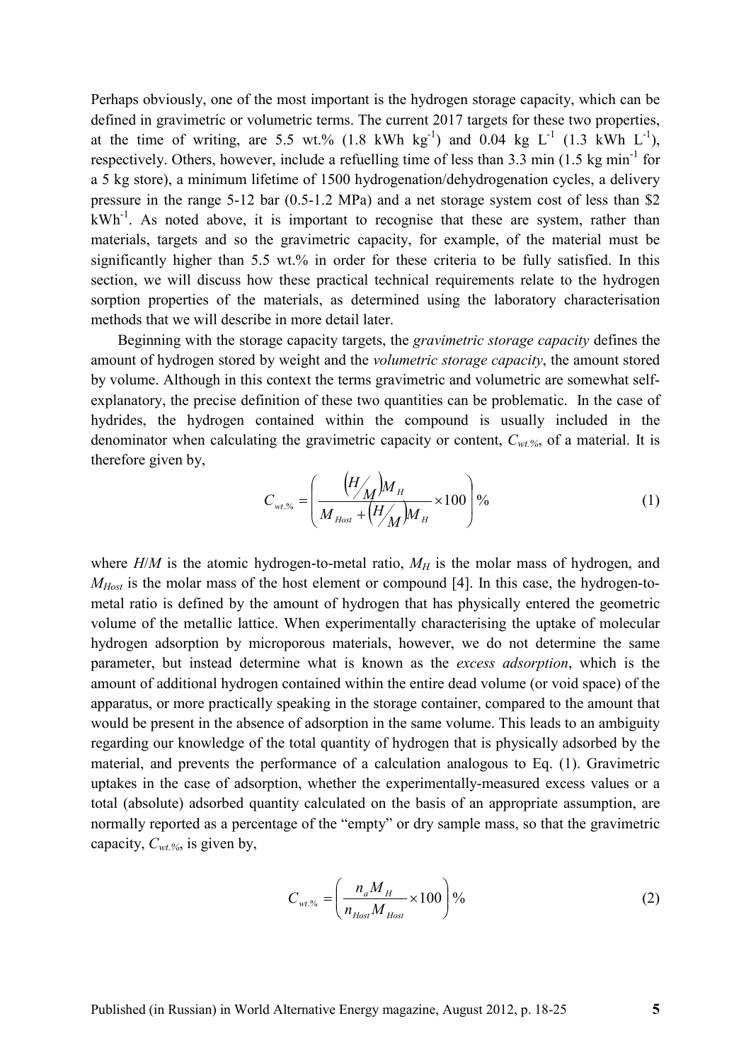Perhaps obviously, one of the most important is the hydrogen storage capacity, which can be defined in gravimetric or volumetric terms. The current 2017 targets for these two properties, at the time of writing, are 5.5 wt.% (1.8 kWh $kg^{-1}$) and 0.04 kg $L^{-1}$ (1.3 kWh $L^{-1}$), respectively. Others, however, include a refuelling time of less than 3.3 min (1.5 kg $min^{-1}$ for a 5 kg store), a minimum lifetime of 1500 hydrogenation/dehydrogenation cycles, a delivery pressure in the range 5-12 bar (0.5-1.2 MPa) and a net storage system cost of less than \$2 $kWh^{-1}$. As noted above, it is important to recognise that these are system, rather than materials, targets and so the gravimetric capacity, for example, of the material must be significantly higher than 5.5 wt.% in order for these criteria to be fully satisfied. In this section, we will discuss how these practical technical requirements relate to the hydrogen sorption properties of the materials, as determined using the laboratory characterisation methods that we will describe in more detail later.

Beginning with the storage capacity targets, the *gravimetric storage capacity* defines the amount of hydrogen stored by weight and the *volumetric storage capacity*, the amount stored by volume. Although in this context the terms gravimetric and volumetric are somewhat self-explanatory, the precise definition of these two quantities can be problematic. In the case of hydrides, the hydrogen contained within the compound is usually included in the denominator when calculating the gravimetric capacity or content, $C_{wt.\%}$, of a material. It is therefore given by,

$$C_{wt.\%} = \left( \frac{\left(H/M\right) M_H}{M_{Host} + \left(H/M\right) M_H} \times 100 \right) \% \tag{1}$$

where $H/M$ is the atomic hydrogen-to-metal ratio, $M_H$ is the molar mass of hydrogen, and $M_{Host}$ is the molar mass of the host element or compound [4]. In this case, the hydrogen-to-metal ratio is defined by the amount of hydrogen that has physically entered the geometric volume of the metallic lattice. When experimentally characterising the uptake of molecular hydrogen adsorption by microporous materials, however, we do not determine the same parameter, but instead determine what is known as the *excess adsorption*, which is the amount of additional hydrogen contained within the entire dead volume (or void space) of the apparatus, or more practically speaking in the storage container, compared to the amount that would be present in the absence of adsorption in the same volume. This leads to an ambiguity regarding our knowledge of the total quantity of hydrogen that is physically adsorbed by the material, and prevents the performance of a calculation analogous to Eq. (1). Gravimetric uptakes in the case of adsorption, whether the experimentally-measured excess values or a total (absolute) adsorbed quantity calculated on the basis of an appropriate assumption, are normally reported as a percentage of the "empty" or dry sample mass, so that the gravimetric capacity, $C_{wt.\%}$, is given by,

$$C_{wt.\%} = \left( \frac{n_a M_H}{n_{Host} M_{Host}} \times 100 \right) \% \tag{2}$$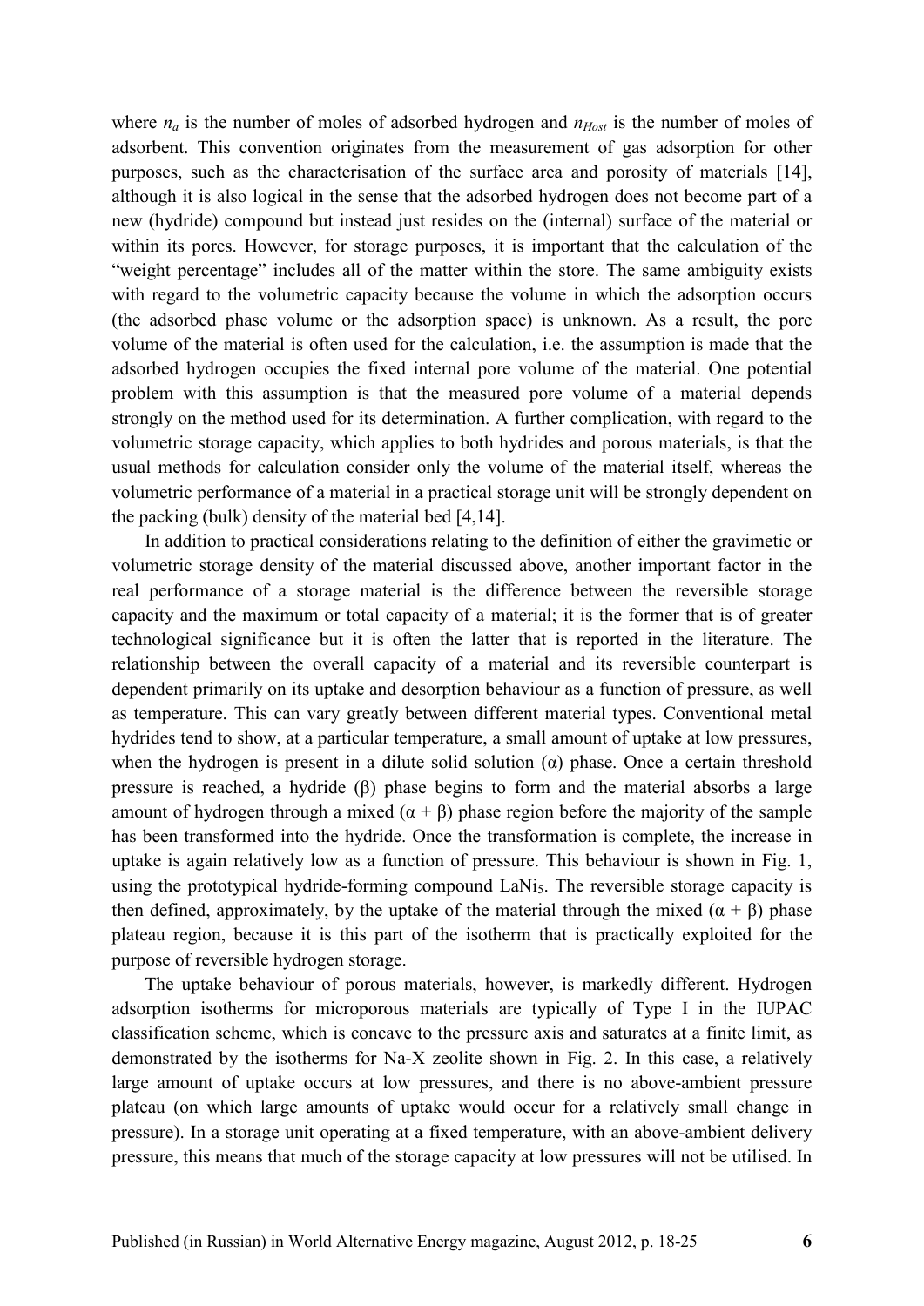where $n_a$ is the number of moles of adsorbed hydrogen and $n_{Host}$ is the number of moles of adsorbent. This convention originates from the measurement of gas adsorption for other purposes, such as the characterisation of the surface area and porosity of materials [14], although it is also logical in the sense that the adsorbed hydrogen does not become part of a new (hydride) compound but instead just resides on the (internal) surface of the material or within its pores. However, for storage purposes, it is important that the calculation of the "weight percentage" includes all of the matter within the store. The same ambiguity exists with regard to the volumetric capacity because the volume in which the adsorption occurs (the adsorbed phase volume or the adsorption space) is unknown. As a result, the pore volume of the material is often used for the calculation, i.e. the assumption is made that the adsorbed hydrogen occupies the fixed internal pore volume of the material. One potential problem with this assumption is that the measured pore volume of a material depends strongly on the method used for its determination. A further complication, with regard to the volumetric storage capacity, which applies to both hydrides and porous materials, is that the usual methods for calculation consider only the volume of the material itself, whereas the volumetric performance of a material in a practical storage unit will be strongly dependent on the packing (bulk) density of the material bed [4,14].

In addition to practical considerations relating to the definition of either the gravimetic or volumetric storage density of the material discussed above, another important factor in the real performance of a storage material is the difference between the reversible storage capacity and the maximum or total capacity of a material; it is the former that is of greater technological significance but it is often the latter that is reported in the literature. The relationship between the overall capacity of a material and its reversible counterpart is dependent primarily on its uptake and desorption behaviour as a function of pressure, as well as temperature. This can vary greatly between different material types. Conventional metal hydrides tend to show, at a particular temperature, a small amount of uptake at low pressures, when the hydrogen is present in a dilute solid solution (α) phase. Once a certain threshold pressure is reached, a hydride (β) phase begins to form and the material absorbs a large amount of hydrogen through a mixed (α + β) phase region before the majority of the sample has been transformed into the hydride. Once the transformation is complete, the increase in uptake is again relatively low as a function of pressure. This behaviour is shown in Fig. 1, using the prototypical hydride-forming compound $LaNi_5$. The reversible storage capacity is then defined, approximately, by the uptake of the material through the mixed (α + β) phase plateau region, because it is this part of the isotherm that is practically exploited for the purpose of reversible hydrogen storage.

The uptake behaviour of porous materials, however, is markedly different. Hydrogen adsorption isotherms for microporous materials are typically of Type I in the IUPAC classification scheme, which is concave to the pressure axis and saturates at a finite limit, as demonstrated by the isotherms for Na-X zeolite shown in Fig. 2. In this case, a relatively large amount of uptake occurs at low pressures, and there is no above-ambient pressure plateau (on which large amounts of uptake would occur for a relatively small change in pressure). In a storage unit operating at a fixed temperature, with an above-ambient delivery pressure, this means that much of the storage capacity at low pressures will not be utilised. In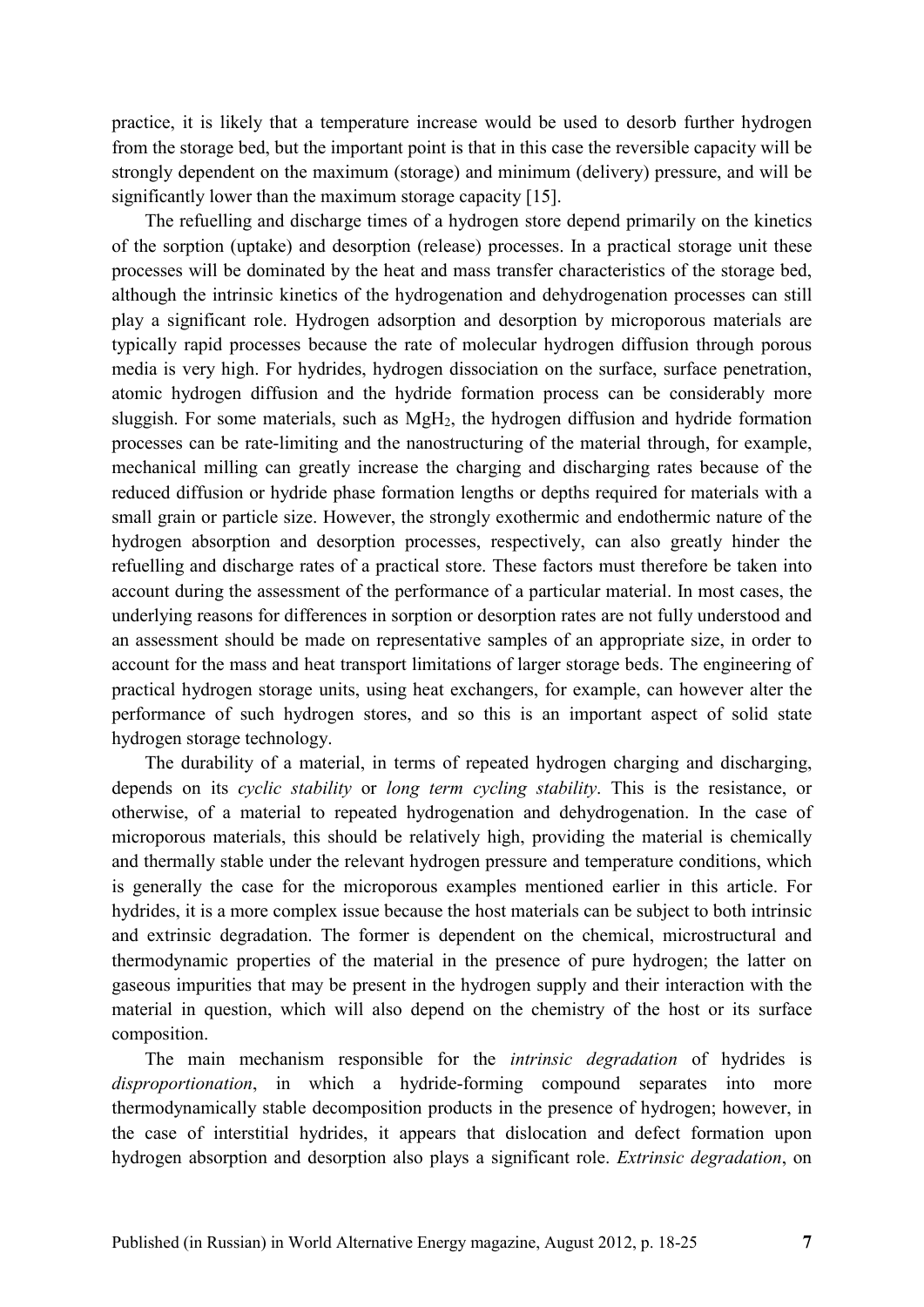practice, it is likely that a temperature increase would be used to desorb further hydrogen from the storage bed, but the important point is that in this case the reversible capacity will be strongly dependent on the maximum (storage) and minimum (delivery) pressure, and will be significantly lower than the maximum storage capacity [15].

The refuelling and discharge times of a hydrogen store depend primarily on the kinetics of the sorption (uptake) and desorption (release) processes. In a practical storage unit these processes will be dominated by the heat and mass transfer characteristics of the storage bed, although the intrinsic kinetics of the hydrogenation and dehydrogenation processes can still play a significant role. Hydrogen adsorption and desorption by microporous materials are typically rapid processes because the rate of molecular hydrogen diffusion through porous media is very high. For hydrides, hydrogen dissociation on the surface, surface penetration, atomic hydrogen diffusion and the hydride formation process can be considerably more sluggish. For some materials, such as $MgH_2$, the hydrogen diffusion and hydride formation processes can be rate-limiting and the nanostructuring of the material through, for example, mechanical milling can greatly increase the charging and discharging rates because of the reduced diffusion or hydride phase formation lengths or depths required for materials with a small grain or particle size. However, the strongly exothermic and endothermic nature of the hydrogen absorption and desorption processes, respectively, can also greatly hinder the refuelling and discharge rates of a practical store. These factors must therefore be taken into account during the assessment of the performance of a particular material. In most cases, the underlying reasons for differences in sorption or desorption rates are not fully understood and an assessment should be made on representative samples of an appropriate size, in order to account for the mass and heat transport limitations of larger storage beds. The engineering of practical hydrogen storage units, using heat exchangers, for example, can however alter the performance of such hydrogen stores, and so this is an important aspect of solid state hydrogen storage technology.

The durability of a material, in terms of repeated hydrogen charging and discharging, depends on its *cyclic stability* or *long term cycling stability*. This is the resistance, or otherwise, of a material to repeated hydrogenation and dehydrogenation. In the case of microporous materials, this should be relatively high, providing the material is chemically and thermally stable under the relevant hydrogen pressure and temperature conditions, which is generally the case for the microporous examples mentioned earlier in this article. For hydrides, it is a more complex issue because the host materials can be subject to both intrinsic and extrinsic degradation. The former is dependent on the chemical, microstructural and thermodynamic properties of the material in the presence of pure hydrogen; the latter on gaseous impurities that may be present in the hydrogen supply and their interaction with the material in question, which will also depend on the chemistry of the host or its surface composition.

The main mechanism responsible for the *intrinsic degradation* of hydrides is *disproportionation*, in which a hydride-forming compound separates into more thermodynamically stable decomposition products in the presence of hydrogen; however, in the case of interstitial hydrides, it appears that dislocation and defect formation upon hydrogen absorption and desorption also plays a significant role. *Extrinsic degradation*, on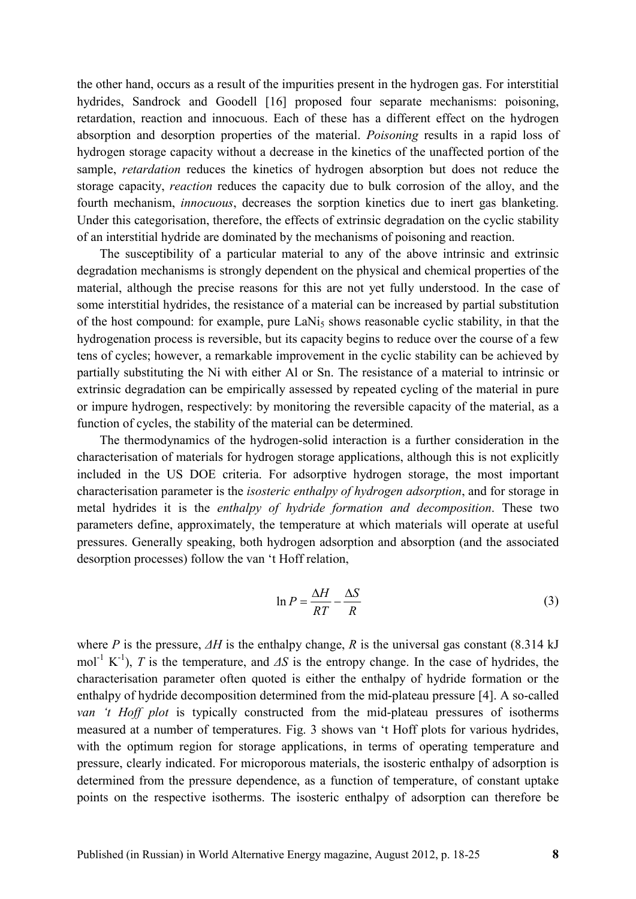the other hand, occurs as a result of the impurities present in the hydrogen gas. For interstitial hydrides, Sandrock and Goodell [16] proposed four separate mechanisms: poisoning, retardation, reaction and innocuous. Each of these has a different effect on the hydrogen absorption and desorption properties of the material. *Poisoning* results in a rapid loss of hydrogen storage capacity without a decrease in the kinetics of the unaffected portion of the sample, *retardation* reduces the kinetics of hydrogen absorption but does not reduce the storage capacity, *reaction* reduces the capacity due to bulk corrosion of the alloy, and the fourth mechanism, *innocuous*, decreases the sorption kinetics due to inert gas blanketing. Under this categorisation, therefore, the effects of extrinsic degradation on the cyclic stability of an interstitial hydride are dominated by the mechanisms of poisoning and reaction.

The susceptibility of a particular material to any of the above intrinsic and extrinsic degradation mechanisms is strongly dependent on the physical and chemical properties of the material, although the precise reasons for this are not yet fully understood. In the case of some interstitial hydrides, the resistance of a material can be increased by partial substitution of the host compound: for example, pure $LaNi_5$ shows reasonable cyclic stability, in that the hydrogenation process is reversible, but its capacity begins to reduce over the course of a few tens of cycles; however, a remarkable improvement in the cyclic stability can be achieved by partially substituting the Ni with either Al or Sn. The resistance of a material to intrinsic or extrinsic degradation can be empirically assessed by repeated cycling of the material in pure or impure hydrogen, respectively: by monitoring the reversible capacity of the material, as a function of cycles, the stability of the material can be determined.

The thermodynamics of the hydrogen-solid interaction is a further consideration in the characterisation of materials for hydrogen storage applications, although this is not explicitly included in the US DOE criteria. For adsorptive hydrogen storage, the most important characterisation parameter is the *isosteric enthalpy of hydrogen adsorption*, and for storage in metal hydrides it is the *enthalpy of hydride formation and decomposition*. These two parameters define, approximately, the temperature at which materials will operate at useful pressures. Generally speaking, both hydrogen adsorption and absorption (and the associated desorption processes) follow the van 't Hoff relation,

$$\ln P = \frac{\Delta H}{RT} - \frac{\Delta S}{R} \tag{3}$$

where $P$ is the pressure, $\Delta H$ is the enthalpy change, $R$ is the universal gas constant (8.314 kJ mol$^{-1}$ K$^{-1}$), $T$ is the temperature, and $\Delta S$ is the entropy change. In the case of hydrides, the characterisation parameter often quoted is either the enthalpy of hydride formation or the enthalpy of hydride decomposition determined from the mid-plateau pressure [4]. A so-called *van 't Hoff plot* is typically constructed from the mid-plateau pressures of isotherms measured at a number of temperatures. Fig. 3 shows van 't Hoff plots for various hydrides, with the optimum region for storage applications, in terms of operating temperature and pressure, clearly indicated. For microporous materials, the isosteric enthalpy of adsorption is determined from the pressure dependence, as a function of temperature, of constant uptake points on the respective isotherms. The isosteric enthalpy of adsorption can therefore be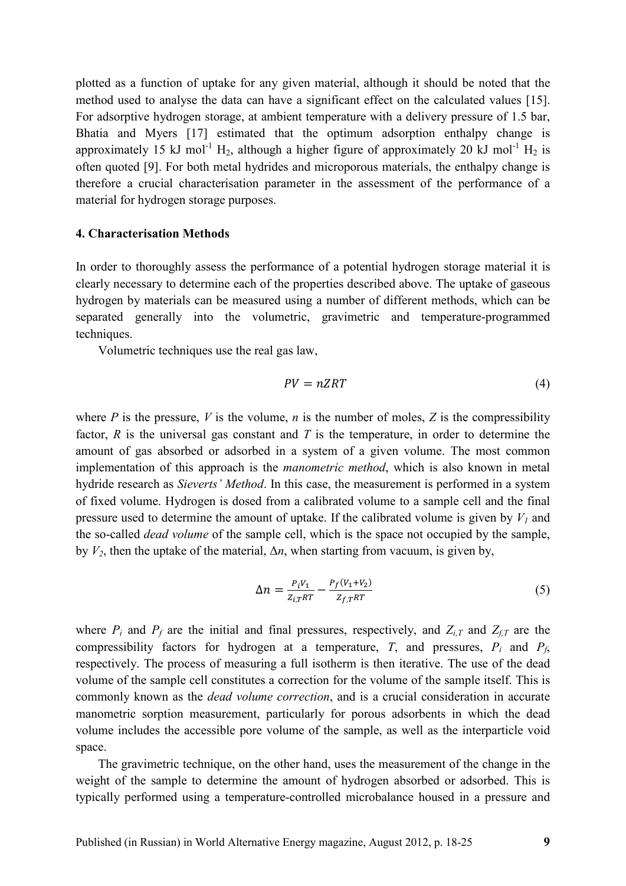plotted as a function of uptake for any given material, although it should be noted that the method used to analyse the data can have a significant effect on the calculated values [15]. For adsorptive hydrogen storage, at ambient temperature with a delivery pressure of 1.5 bar, Bhatia and Myers [17] estimated that the optimum adsorption enthalpy change is approximately 15 kJ mol$^{-1}$ $H_2$, although a higher figure of approximately 20 kJ mol$^{-1}$ $H_2$ is often quoted [9]. For both metal hydrides and microporous materials, the enthalpy change is therefore a crucial characterisation parameter in the assessment of the performance of a material for hydrogen storage purposes.

#### 4. Characterisation Methods

In order to thoroughly assess the performance of a potential hydrogen storage material it is clearly necessary to determine each of the properties described above. The uptake of gaseous hydrogen by materials can be measured using a number of different methods, which can be separated generally into the volumetric, gravimetric and temperature-programmed techniques.

Volumetric techniques use the real gas law,

$$PV = nZRT \tag{4}$$

where $P$ is the pressure, $V$ is the volume, $n$ is the number of moles, $Z$ is the compressibility factor, $R$ is the universal gas constant and $T$ is the temperature, in order to determine the amount of gas absorbed or adsorbed in a system of a given volume. The most common implementation of this approach is the *manometric method*, which is also known in metal hydride research as *Sieverts' Method*. In this case, the measurement is performed in a system of fixed volume. Hydrogen is dosed from a calibrated volume to a sample cell and the final pressure used to determine the amount of uptake. If the calibrated volume is given by $V_1$ and the so-called *dead volume* of the sample cell, which is the space not occupied by the sample, by $V_2$, then the uptake of the material, $\Delta n$, when starting from vacuum, is given by,

$$\Delta n = \frac{P_i V_1}{Z_{i,T} RT} - \frac{P_f (V_1 + V_2)}{Z_{f,T} RT} \tag{5}$$

where $P_i$ and $P_f$ are the initial and final pressures, respectively, and $Z_{i,T}$ and $Z_{f,T}$ are the compressibility factors for hydrogen at a temperature, $T$, and pressures, $P_i$ and $P_f$, respectively. The process of measuring a full isotherm is then iterative. The use of the dead volume of the sample cell constitutes a correction for the volume of the sample itself. This is commonly known as the *dead volume correction*, and is a crucial consideration in accurate manometric sorption measurement, particularly for porous adsorbents in which the dead volume includes the accessible pore volume of the sample, as well as the interparticle void space.

The gravimetric technique, on the other hand, uses the measurement of the change in the weight of the sample to determine the amount of hydrogen absorbed or adsorbed. This is typically performed using a temperature-controlled microbalance housed in a pressure and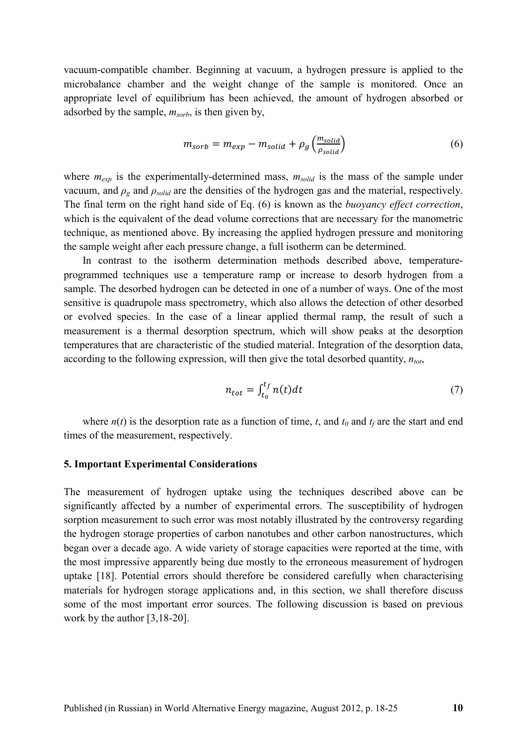vacuum-compatible chamber. Beginning at vacuum, a hydrogen pressure is applied to the microbalance chamber and the weight change of the sample is monitored. Once an appropriate level of equilibrium has been achieved, the amount of hydrogen absorbed or adsorbed by the sample, $m_{sorb}$, is then given by,

$$m_{sorb} = m_{exp} - m_{solid} + \rho_g \left( \frac{m_{solid}}{\rho_{solid}} \right) \tag{6}$$

where $m_{exp}$ is the experimentally-determined mass, $m_{solid}$ is the mass of the sample under vacuum, and $\rho_g$ and $\rho_{solid}$ are the densities of the hydrogen gas and the material, respectively. The final term on the right hand side of Eq. (6) is known as the *buoyancy effect correction*, which is the equivalent of the dead volume corrections that are necessary for the manometric technique, as mentioned above. By increasing the applied hydrogen pressure and monitoring the sample weight after each pressure change, a full isotherm can be determined.

In contrast to the isotherm determination methods described above, temperature-programmed techniques use a temperature ramp or increase to desorb hydrogen from a sample. The desorbed hydrogen can be detected in one of a number of ways. One of the most sensitive is quadrupole mass spectrometry, which also allows the detection of other desorbed or evolved species. In the case of a linear applied thermal ramp, the result of such a measurement is a thermal desorption spectrum, which will show peaks at the desorption temperatures that are characteristic of the studied material. Integration of the desorption data, according to the following expression, will then give the total desorbed quantity, $n_{tot}$,

$$n_{tot} = \int_{t_0}^{t_f} n(t) dt \tag{7}$$

where $n(t)$ is the desorption rate as a function of time, $t$, and $t_0$ and $t_f$ are the start and end times of the measurement, respectively.

### 5. Important Experimental Considerations

The measurement of hydrogen uptake using the techniques described above can be significantly affected by a number of experimental errors. The susceptibility of hydrogen sorption measurement to such error was most notably illustrated by the controversy regarding the hydrogen storage properties of carbon nanotubes and other carbon nanostructures, which began over a decade ago. A wide variety of storage capacities were reported at the time, with the most impressive apparently being due mostly to the erroneous measurement of hydrogen uptake [18]. Potential errors should therefore be considered carefully when characterising materials for hydrogen storage applications and, in this section, we shall therefore discuss some of the most important error sources. The following discussion is based on previous work by the author [3,18-20].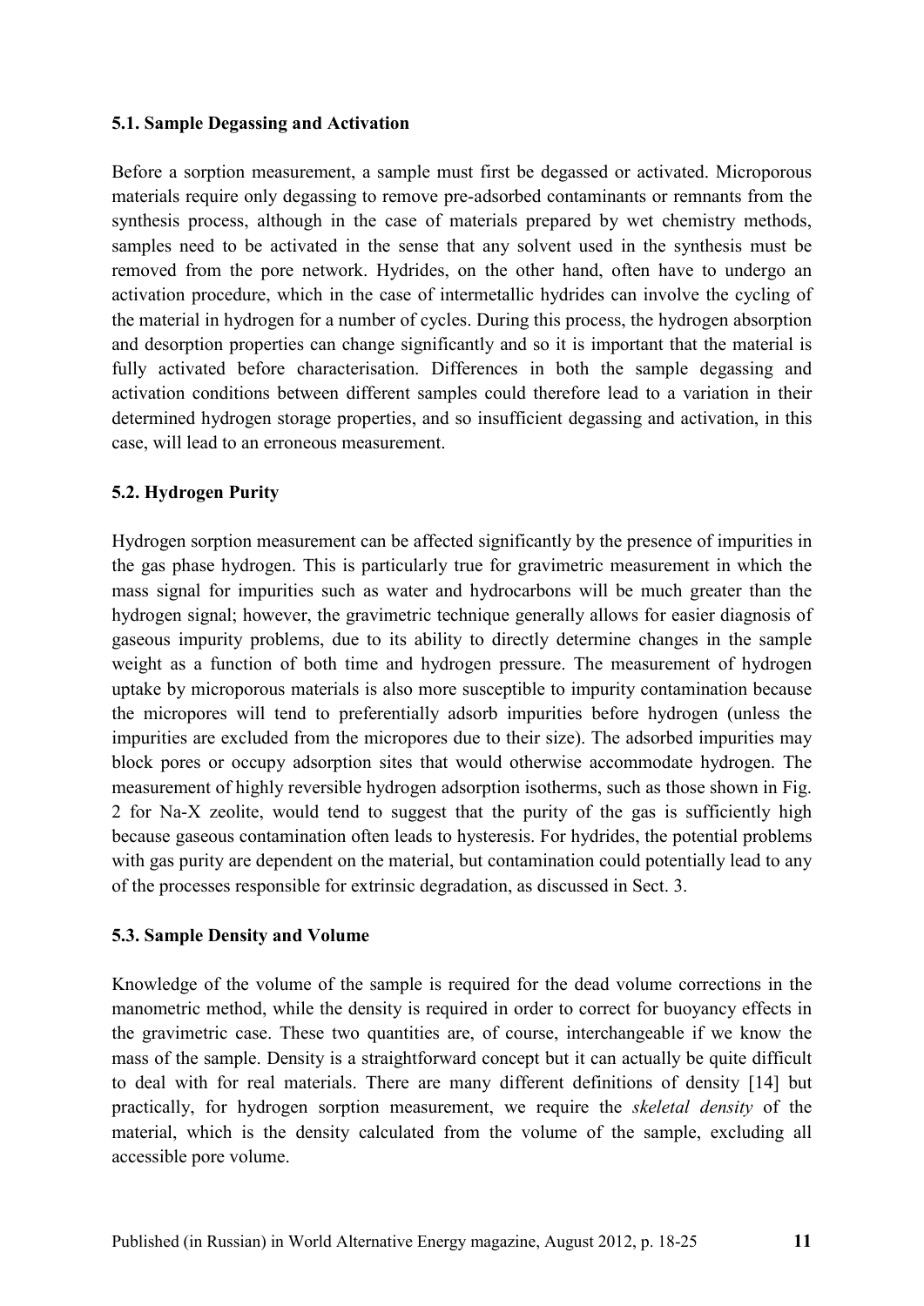### 5.1. Sample Degassing and Activation

Before a sorption measurement, a sample must first be degassed or activated. Microporous materials require only degassing to remove pre-adsorbed contaminants or remnants from the synthesis process, although in the case of materials prepared by wet chemistry methods, samples need to be activated in the sense that any solvent used in the synthesis must be removed from the pore network. Hydrides, on the other hand, often have to undergo an activation procedure, which in the case of intermetallic hydrides can involve the cycling of the material in hydrogen for a number of cycles. During this process, the hydrogen absorption and desorption properties can change significantly and so it is important that the material is fully activated before characterisation. Differences in both the sample degassing and activation conditions between different samples could therefore lead to a variation in their determined hydrogen storage properties, and so insufficient degassing and activation, in this case, will lead to an erroneous measurement.

### 5.2. Hydrogen Purity

Hydrogen sorption measurement can be affected significantly by the presence of impurities in the gas phase hydrogen. This is particularly true for gravimetric measurement in which the mass signal for impurities such as water and hydrocarbons will be much greater than the hydrogen signal; however, the gravimetric technique generally allows for easier diagnosis of gaseous impurity problems, due to its ability to directly determine changes in the sample weight as a function of both time and hydrogen pressure. The measurement of hydrogen uptake by microporous materials is also more susceptible to impurity contamination because the micropores will tend to preferentially adsorb impurities before hydrogen (unless the impurities are excluded from the micropores due to their size). The adsorbed impurities may block pores or occupy adsorption sites that would otherwise accommodate hydrogen. The measurement of highly reversible hydrogen adsorption isotherms, such as those shown in Fig. 2 for Na-X zeolite, would tend to suggest that the purity of the gas is sufficiently high because gaseous contamination often leads to hysteresis. For hydrides, the potential problems with gas purity are dependent on the material, but contamination could potentially lead to any of the processes responsible for extrinsic degradation, as discussed in Sect. 3.

### 5.3. Sample Density and Volume

Knowledge of the volume of the sample is required for the dead volume corrections in the manometric method, while the density is required in order to correct for buoyancy effects in the gravimetric case. These two quantities are, of course, interchangeable if we know the mass of the sample. Density is a straightforward concept but it can actually be quite difficult to deal with for real materials. There are many different definitions of density [14] but practically, for hydrogen sorption measurement, we require the *skeletal density* of the material, which is the density calculated from the volume of the sample, excluding all accessible pore volume.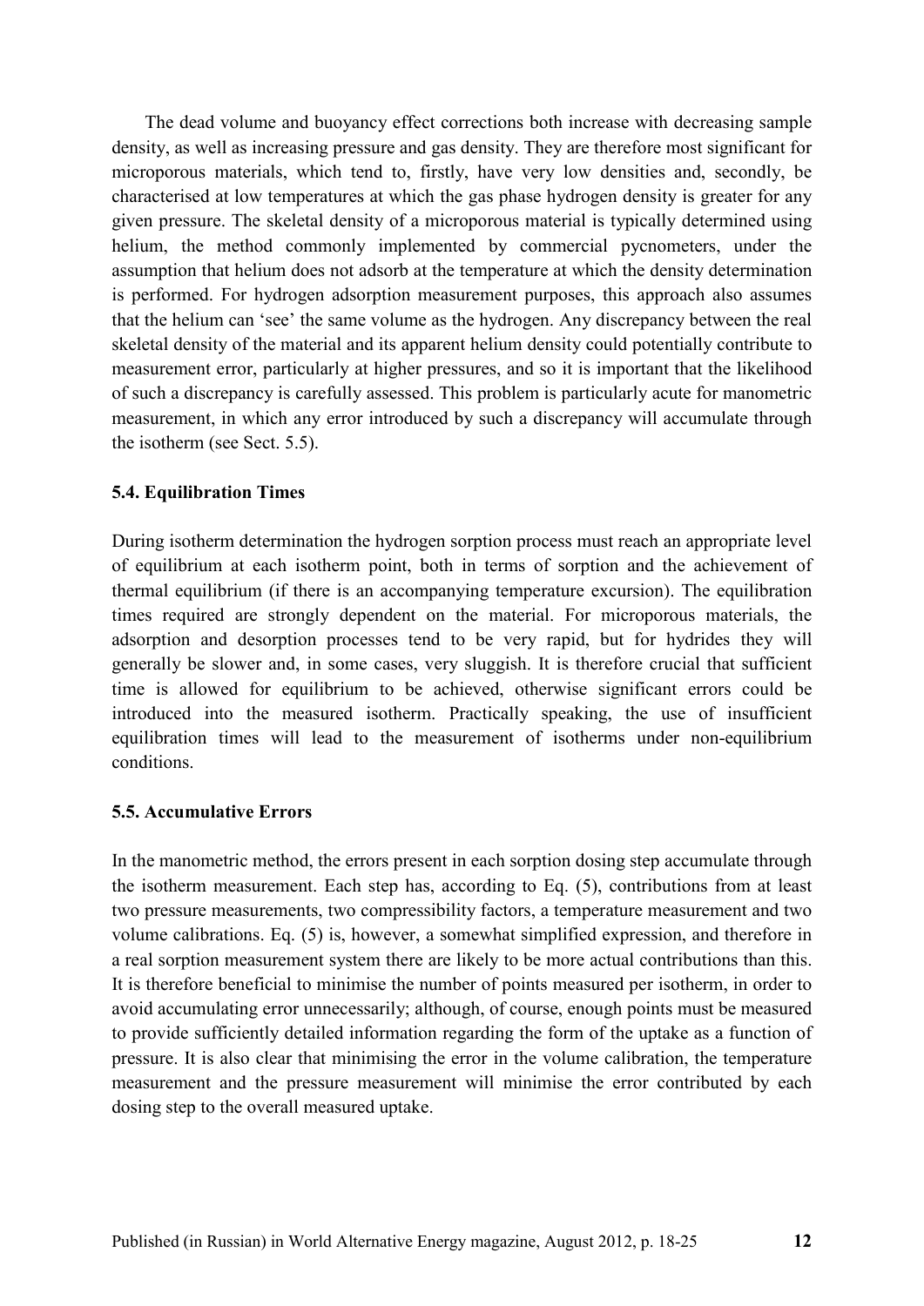The dead volume and buoyancy effect corrections both increase with decreasing sample density, as well as increasing pressure and gas density. They are therefore most significant for microporous materials, which tend to, firstly, have very low densities and, secondly, be characterised at low temperatures at which the gas phase hydrogen density is greater for any given pressure. The skeletal density of a microporous material is typically determined using helium, the method commonly implemented by commercial pycnometers, under the assumption that helium does not adsorb at the temperature at which the density determination is performed. For hydrogen adsorption measurement purposes, this approach also assumes that the helium can 'see' the same volume as the hydrogen. Any discrepancy between the real skeletal density of the material and its apparent helium density could potentially contribute to measurement error, particularly at higher pressures, and so it is important that the likelihood of such a discrepancy is carefully assessed. This problem is particularly acute for manometric measurement, in which any error introduced by such a discrepancy will accumulate through the isotherm (see Sect. 5.5).

### 5.4. Equilibration Times

During isotherm determination the hydrogen sorption process must reach an appropriate level of equilibrium at each isotherm point, both in terms of sorption and the achievement of thermal equilibrium (if there is an accompanying temperature excursion). The equilibration times required are strongly dependent on the material. For microporous materials, the adsorption and desorption processes tend to be very rapid, but for hydrides they will generally be slower and, in some cases, very sluggish. It is therefore crucial that sufficient time is allowed for equilibrium to be achieved, otherwise significant errors could be introduced into the measured isotherm. Practically speaking, the use of insufficient equilibration times will lead to the measurement of isotherms under non-equilibrium conditions.

### 5.5. Accumulative Errors

In the manometric method, the errors present in each sorption dosing step accumulate through the isotherm measurement. Each step has, according to Eq. (5), contributions from at least two pressure measurements, two compressibility factors, a temperature measurement and two volume calibrations. Eq. (5) is, however, a somewhat simplified expression, and therefore in a real sorption measurement system there are likely to be more actual contributions than this. It is therefore beneficial to minimise the number of points measured per isotherm, in order to avoid accumulating error unnecessarily; although, of course, enough points must be measured to provide sufficiently detailed information regarding the form of the uptake as a function of pressure. It is also clear that minimising the error in the volume calibration, the temperature measurement and the pressure measurement will minimise the error contributed by each dosing step to the overall measured uptake.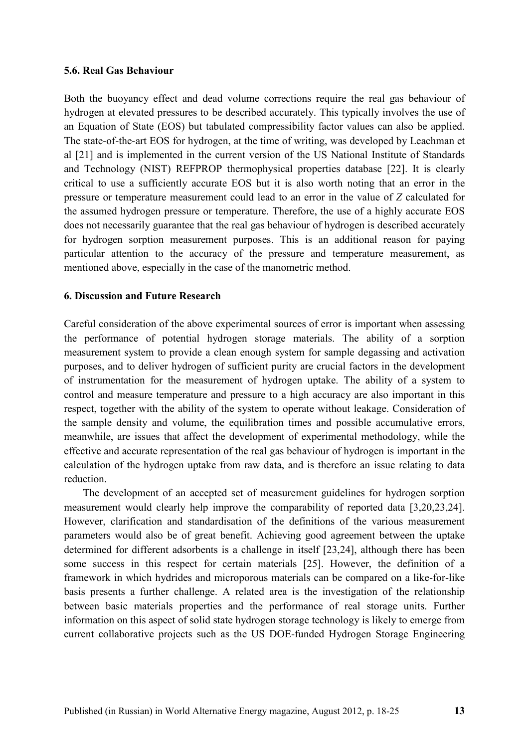### 5.6. Real Gas Behaviour

Both the buoyancy effect and dead volume corrections require the real gas behaviour of hydrogen at elevated pressures to be described accurately. This typically involves the use of an Equation of State (EOS) but tabulated compressibility factor values can also be applied. The state-of-the-art EOS for hydrogen, at the time of writing, was developed by Leachman et al [21] and is implemented in the current version of the US National Institute of Standards and Technology (NIST) REFPROP thermophysical properties database [22]. It is clearly critical to use a sufficiently accurate EOS but it is also worth noting that an error in the pressure or temperature measurement could lead to an error in the value of $Z$ calculated for the assumed hydrogen pressure or temperature. Therefore, the use of a highly accurate EOS does not necessarily guarantee that the real gas behaviour of hydrogen is described accurately for hydrogen sorption measurement purposes. This is an additional reason for paying particular attention to the accuracy of the pressure and temperature measurement, as mentioned above, especially in the case of the manometric method.

## 6. Discussion and Future Research

Careful consideration of the above experimental sources of error is important when assessing the performance of potential hydrogen storage materials. The ability of a sorption measurement system to provide a clean enough system for sample degassing and activation purposes, and to deliver hydrogen of sufficient purity are crucial factors in the development of instrumentation for the measurement of hydrogen uptake. The ability of a system to control and measure temperature and pressure to a high accuracy are also important in this respect, together with the ability of the system to operate without leakage. Consideration of the sample density and volume, the equilibration times and possible accumulative errors, meanwhile, are issues that affect the development of experimental methodology, while the effective and accurate representation of the real gas behaviour of hydrogen is important in the calculation of the hydrogen uptake from raw data, and is therefore an issue relating to data reduction.

The development of an accepted set of measurement guidelines for hydrogen sorption measurement would clearly help improve the comparability of reported data [3,20,23,24]. However, clarification and standardisation of the definitions of the various measurement parameters would also be of great benefit. Achieving good agreement between the uptake determined for different adsorbents is a challenge in itself [23,24], although there has been some success in this respect for certain materials [25]. However, the definition of a framework in which hydrides and microporous materials can be compared on a like-for-like basis presents a further challenge. A related area is the investigation of the relationship between basic materials properties and the performance of real storage units. Further information on this aspect of solid state hydrogen storage technology is likely to emerge from current collaborative projects such as the US DOE-funded Hydrogen Storage Engineering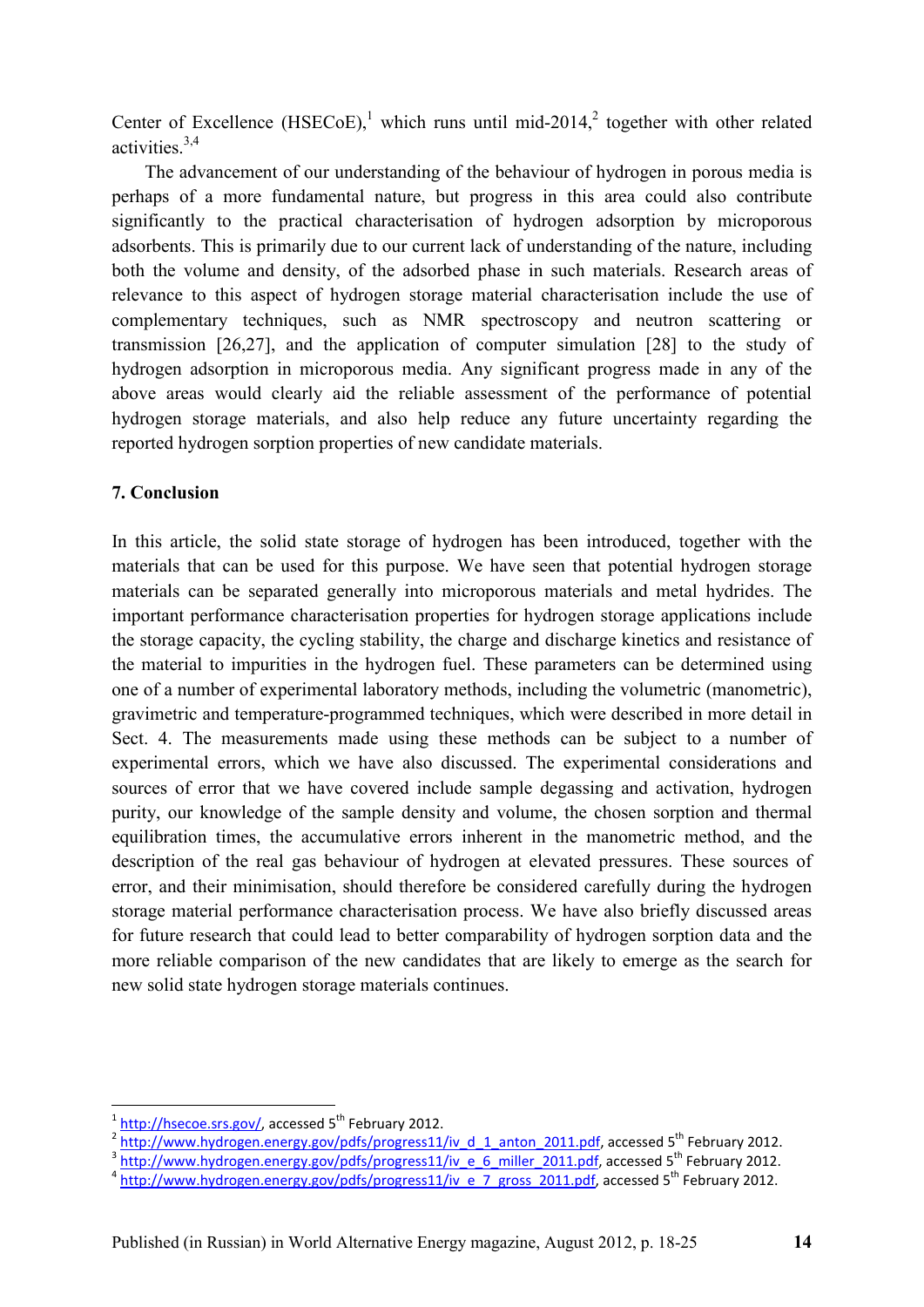Center of Excellence (HSECoE),[1] which runs until mid-2014,[2] together with other related activities.[3,4]

The advancement of our understanding of the behaviour of hydrogen in porous media is perhaps of a more fundamental nature, but progress in this area could also contribute significantly to the practical characterisation of hydrogen adsorption by microporous adsorbents. This is primarily due to our current lack of understanding of the nature, including both the volume and density, of the adsorbed phase in such materials. Research areas of relevance to this aspect of hydrogen storage material characterisation include the use of complementary techniques, such as NMR spectroscopy and neutron scattering or transmission [26,27], and the application of computer simulation [28] to the study of hydrogen adsorption in microporous media. Any significant progress made in any of the above areas would clearly aid the reliable assessment of the performance of potential hydrogen storage materials, and also help reduce any future uncertainty regarding the reported hydrogen sorption properties of new candidate materials.

## 7. Conclusion

In this article, the solid state storage of hydrogen has been introduced, together with the materials that can be used for this purpose. We have seen that potential hydrogen storage materials can be separated generally into microporous materials and metal hydrides. The important performance characterisation properties for hydrogen storage applications include the storage capacity, the cycling stability, the charge and discharge kinetics and resistance of the material to impurities in the hydrogen fuel. These parameters can be determined using one of a number of experimental laboratory methods, including the volumetric (manometric), gravimetric and temperature-programmed techniques, which were described in more detail in Sect. 4. The measurements made using these methods can be subject to a number of experimental errors, which we have also discussed. The experimental considerations and sources of error that we have covered include sample degassing and activation, hydrogen purity, our knowledge of the sample density and volume, the chosen sorption and thermal equilibration times, the accumulative errors inherent in the manometric method, and the description of the real gas behaviour of hydrogen at elevated pressures. These sources of error, and their minimisation, should therefore be considered carefully during the hydrogen storage material performance characterisation process. We have also briefly discussed areas for future research that could lead to better comparability of hydrogen sorption data and the more reliable comparison of the new candidates that are likely to emerge as the search for new solid state hydrogen storage materials continues.

---

[1] http://hsecoe.srs.gov/, accessed 5th February 2012.

[2] http://www.hydrogen.energy.gov/pdfs/progress11/iv_d_1_anton_2011.pdf, accessed 5th February 2012.

[3] http://www.hydrogen.energy.gov/pdfs/progress11/iv_e_6_miller_2011.pdf, accessed 5th February 2012.

[4] http://www.hydrogen.energy.gov/pdfs/progress11/iv_e_7_gross_2011.pdf, accessed 5th February 2012.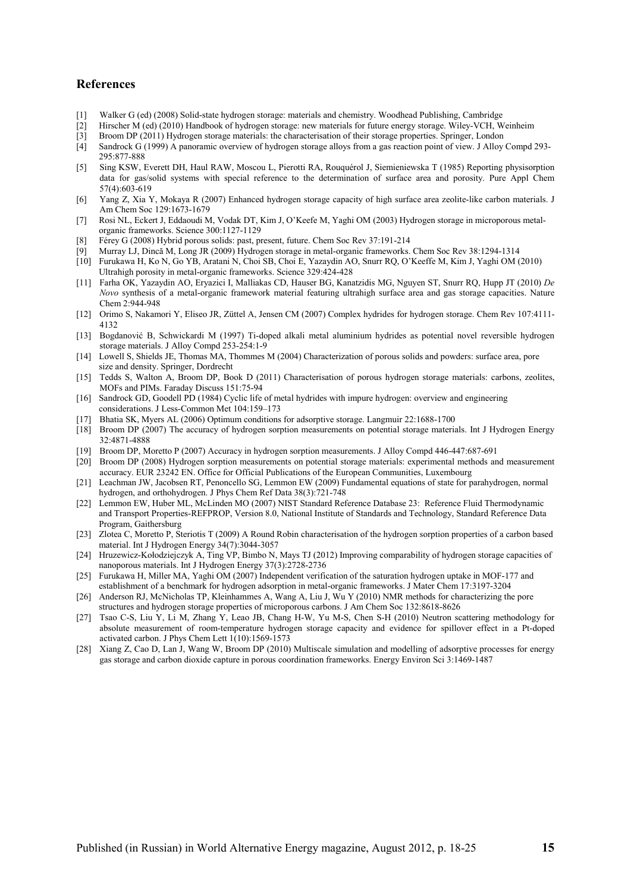## References

[1] Walker G (ed) (2008) Solid-state hydrogen storage: materials and chemistry. Woodhead Publishing, Cambridge

[2] Hirscher M (ed) (2010) Handbook of hydrogen storage: new materials for future energy storage. Wiley-VCH, Weinheim

[3] Broom DP (2011) Hydrogen storage materials: the characterisation of their storage properties. Springer, London

[4] Sandrock G (1999) A panoramic overview of hydrogen storage alloys from a gas reaction point of view. J Alloy Compd 293-295:877-888

[5] Sing KSW, Everett DH, Haul RAW, Moscou L, Pierotti RA, Rouquérol J, Siemieniewska T (1985) Reporting physisorption data for gas/solid systems with special reference to the determination of surface area and porosity. Pure Appl Chem 57(4):603-619

[6] Yang Z, Xia Y, Mokaya R (2007) Enhanced hydrogen storage capacity of high surface area zeolite-like carbon materials. J Am Chem Soc 129:1673-1679

[7] Rosi NL, Eckert J, Eddaoudi M, Vodak DT, Kim J, O'Keefe M, Yaghi OM (2003) Hydrogen storage in microporous metal-organic frameworks. Science 300:1127-1129

[8] Férey G (2008) Hybrid porous solids: past, present, future. Chem Soc Rev 37:191-214

[9] Murray LJ, Dincă M, Long JR (2009) Hydrogen storage in metal-organic frameworks. Chem Soc Rev 38:1294-1314

[10] Furukawa H, Ko N, Go YB, Aratani N, Choi SB, Choi E, Yazaydin AO, Snurr RQ, O'Keeffe M, Kim J, Yaghi OM (2010) Ultrahigh porosity in metal-organic frameworks. Science 329:424-428

[11] Farha OK, Yazaydin AO, Eryazici I, Malliakas CD, Hauser BG, Kanatzidis MG, Nguyen ST, Snurr RQ, Hupp JT (2010) *De Novo* synthesis of a metal-organic framework material featuring ultrahigh surface area and gas storage capacities. Nature Chem 2:944-948

[12] Orimo S, Nakamori Y, Eliseo JR, Züttel A, Jensen CM (2007) Complex hydrides for hydrogen storage. Chem Rev 107:4111-4132

[13] Bogdanović B, Schwickardi M (1997) Ti-doped alkali metal aluminium hydrides as potential novel reversible hydrogen storage materials. J Alloy Compd 253-254:1-9

[14] Lowell S, Shields JE, Thomas MA, Thommes M (2004) Characterization of porous solids and powders: surface area, pore size and density. Springer, Dordrecht

[15] Tedds S, Walton A, Broom DP, Book D (2011) Characterisation of porous hydrogen storage materials: carbons, zeolites, MOFs and PIMs. Faraday Discuss 151:75-94

[16] Sandrock GD, Goodell PD (1984) Cyclic life of metal hydrides with impure hydrogen: overview and engineering considerations. J Less-Common Met 104:159–173

[17] Bhatia SK, Myers AL (2006) Optimum conditions for adsorptive storage. Langmuir 22:1688-1700

[18] Broom DP (2007) The accuracy of hydrogen sorption measurements on potential storage materials. Int J Hydrogen Energy 32:4871-4888

[19] Broom DP, Moretto P (2007) Accuracy in hydrogen sorption measurements. J Alloy Compd 446-447:687-691

[20] Broom DP (2008) Hydrogen sorption measurements on potential storage materials: experimental methods and measurement accuracy. EUR 23242 EN. Office for Official Publications of the European Communities, Luxembourg

[21] Leachman JW, Jacobsen RT, Penoncello SG, Lemmon EW (2009) Fundamental equations of state for parahydrogen, normal hydrogen, and orthohydrogen. J Phys Chem Ref Data 38(3):721-748

[22] Lemmon EW, Huber ML, McLinden MO (2007) NIST Standard Reference Database 23: Reference Fluid Thermodynamic and Transport Properties-REFPROP, Version 8.0, National Institute of Standards and Technology, Standard Reference Data Program, Gaithersburg

[23] Zlotea C, Moretto P, Steriotis T (2009) A Round Robin characterisation of the hydrogen sorption properties of a carbon based material. Int J Hydrogen Energy 34(7):3044-3057

[24] Hruzewicz-Kołodziejczyk A, Ting VP, Bimbo N, Mays TJ (2012) Improving comparability of hydrogen storage capacities of nanoporous materials. Int J Hydrogen Energy 37(3):2728-2736

[25] Furukawa H, Miller MA, Yaghi OM (2007) Independent verification of the saturation hydrogen uptake in MOF-177 and establishment of a benchmark for hydrogen adsorption in metal-organic frameworks. J Mater Chem 17:3197-3204

[26] Anderson RJ, McNicholas TP, Kleinhammes A, Wang A, Liu J, Wu Y (2010) NMR methods for characterizing the pore structures and hydrogen storage properties of microporous carbons. J Am Chem Soc 132:8618-8626

[27] Tsao C-S, Liu Y, Li M, Zhang Y, Leao JB, Chang H-W, Yu M-S, Chen S-H (2010) Neutron scattering methodology for absolute measurement of room-temperature hydrogen storage capacity and evidence for spillover effect in a Pt-doped activated carbon. J Phys Chem Lett 1(10):1569-1573

[28] Xiang Z, Cao D, Lan J, Wang W, Broom DP (2010) Multiscale simulation and modelling of adsorptive processes for energy gas storage and carbon dioxide capture in porous coordination frameworks. Energy Environ Sci 3:1469-1487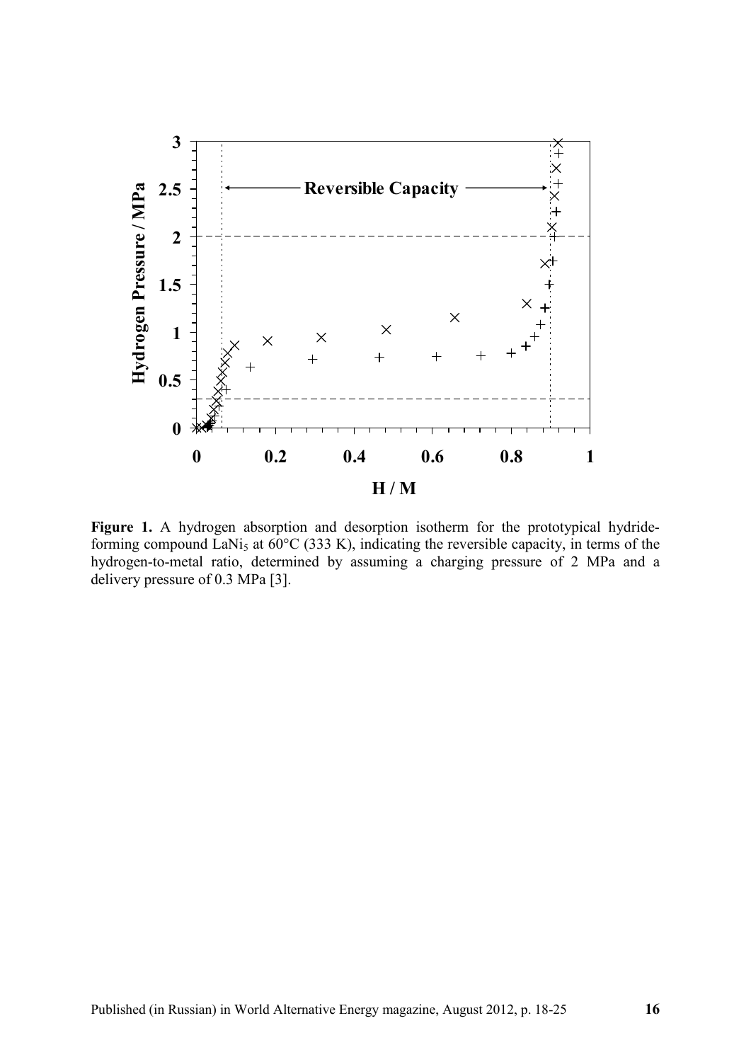**Figure 1.** A hydrogen absorption and desorption isotherm for the prototypical hydride-forming compound $LaNi_5$ at 60°C (333 K), indicating the reversible capacity, in terms of the hydrogen-to-metal ratio, determined by assuming a charging pressure of 2 MPa and a delivery pressure of 0.3 MPa [3].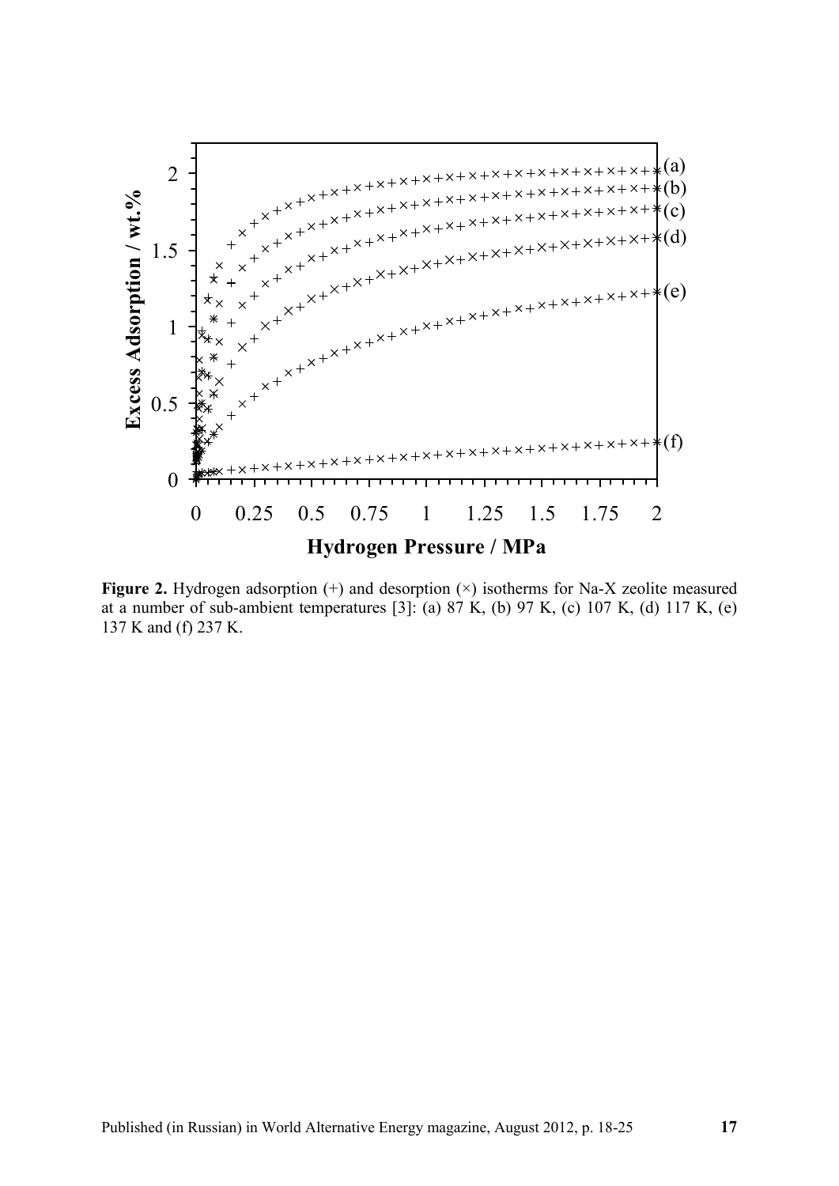**Figure 2.** Hydrogen adsorption (+) and desorption (×) isotherms for Na-X zeolite measured at a number of sub-ambient temperatures [3]: (a) 87 K, (b) 97 K, (c) 107 K, (d) 117 K, (e) 137 K and (f) 237 K.

Published (in Russian) in World Alternative Energy magazine, August 2012, p. 18-25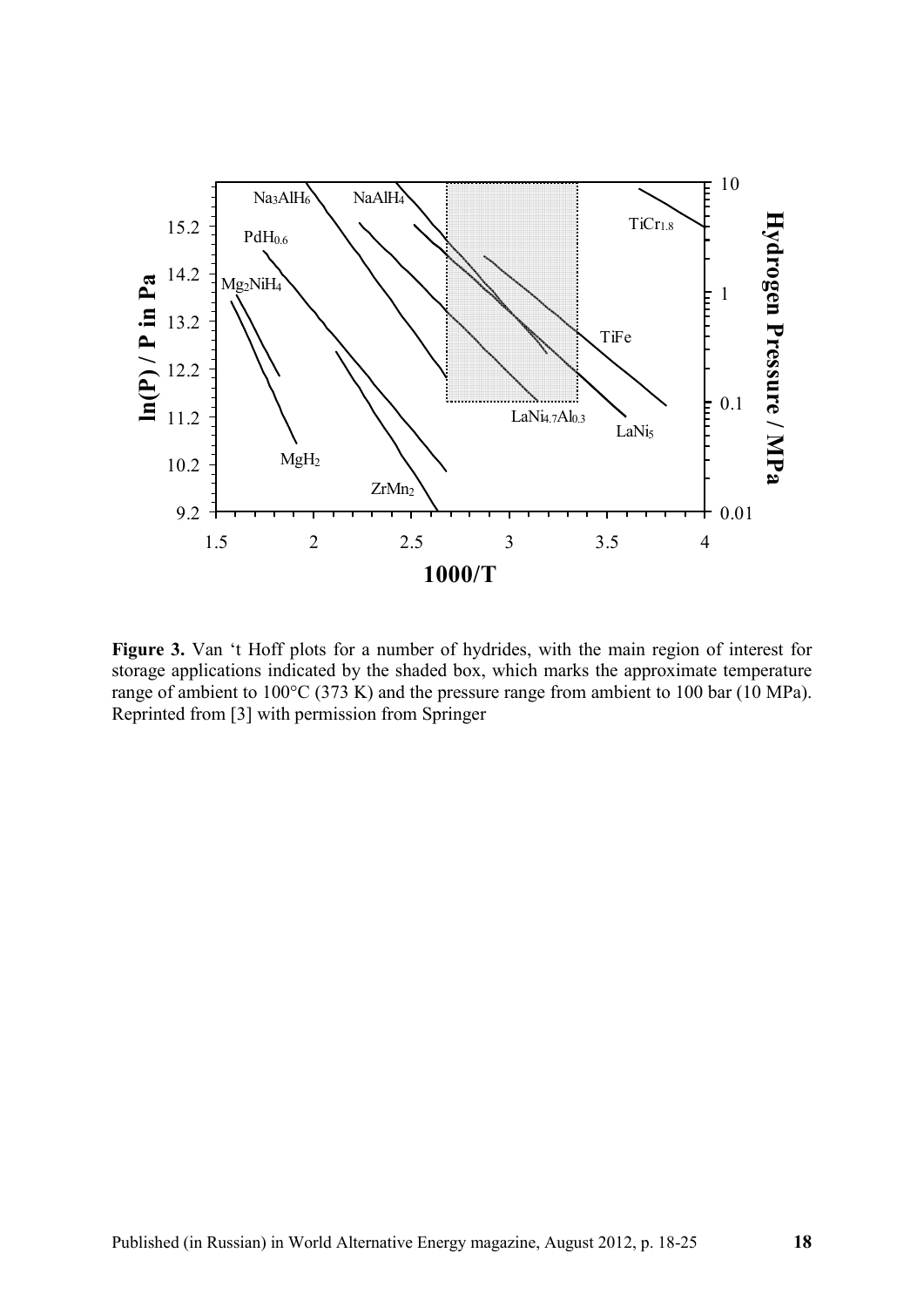ln(P) / P in Pa

15.2
14.2
13.2
12.2
11.2
10.2
9.2

1.5
2
2.5
3
3.5
4

1000/T

Hydrogen Pressure / MPa

10
1
0.1
0.01

$Na_3AlH_6$

$NaAlH_4$

$PdH_{0.6}$

$Mg_2NiH_4$

$MgH_2$

$ZrMn_2$

$TiCr_{1.8}$

TiFe

$LaNi_{4.7}Al_{0.3}$

$LaNi_5$

**Figure 3.** Van 't Hoff plots for a number of hydrides, with the main region of interest for storage applications indicated by the shaded box, which marks the approximate temperature range of ambient to 100°C (373 K) and the pressure range from ambient to 100 bar (10 MPa). Reprinted from [3] with permission from Springer

Published (in Russian) in World Alternative Energy magazine, August 2012, p. 18-25